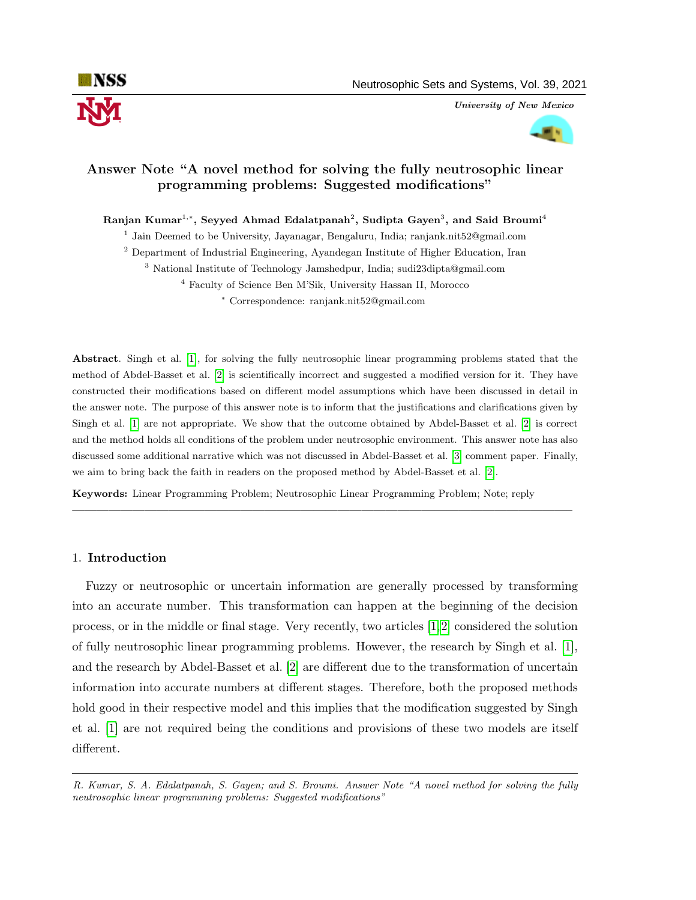# Answer Note "A novel method for solving the fully neutrosophic linear programming problems: Suggested modifications"

**Ranjan Kumar[1,*], Seyyed Ahmad Edalatpanah[2], Sudipta Gayen[3], and Said Broumi[4]**

[1] Jain Deemed to be University, Jayanagar, Bengaluru, India; ranjank.nit52@gmail.com

[2] Department of Industrial Engineering, Ayandegan Institute of Higher Education, Iran

[3] National Institute of Technology Jamshedpur, India; sudi23dipta@gmail.com

[4] Faculty of Science Ben M'Sik, University Hassan II, Morocco

[*] Correspondence: ranjank.nit52@gmail.com

**Abstract**. Singh et al. [1], for solving the fully neutrosophic linear programming problems stated that the method of Abdel-Basset et al. [2] is scientifically incorrect and suggested a modified version for it. They have constructed their modifications based on different model assumptions which have been discussed in detail in the answer note. The purpose of this answer note is to inform that the justifications and clarifications given by Singh et al. [1] are not appropriate. We show that the outcome obtained by Abdel-Basset et al. [2] is correct and the method holds all conditions of the problem under neutrosophic environment. This answer note has also discussed some additional narrative which was not discussed in Abdel-Basset et al. [3] comment paper. Finally, we aim to bring back the faith in readers on the proposed method by Abdel-Basset et al. [2].

**Keywords:** Linear Programming Problem; Neutrosophic Linear Programming Problem; Note; reply

---

## 1. Introduction

Fuzzy or neutrosophic or uncertain information are generally processed by transforming into an accurate number. This transformation can happen at the beginning of the decision process, or in the middle or final stage. Very recently, two articles [1,2] considered the solution of fully neutrosophic linear programming problems. However, the research by Singh et al. [1], and the research by Abdel-Basset et al. [2] are different due to the transformation of uncertain information into accurate numbers at different stages. Therefore, both the proposed methods hold good in their respective model and this implies that the modification suggested by Singh et al. [1] are not required being the conditions and provisions of these two models are itself different.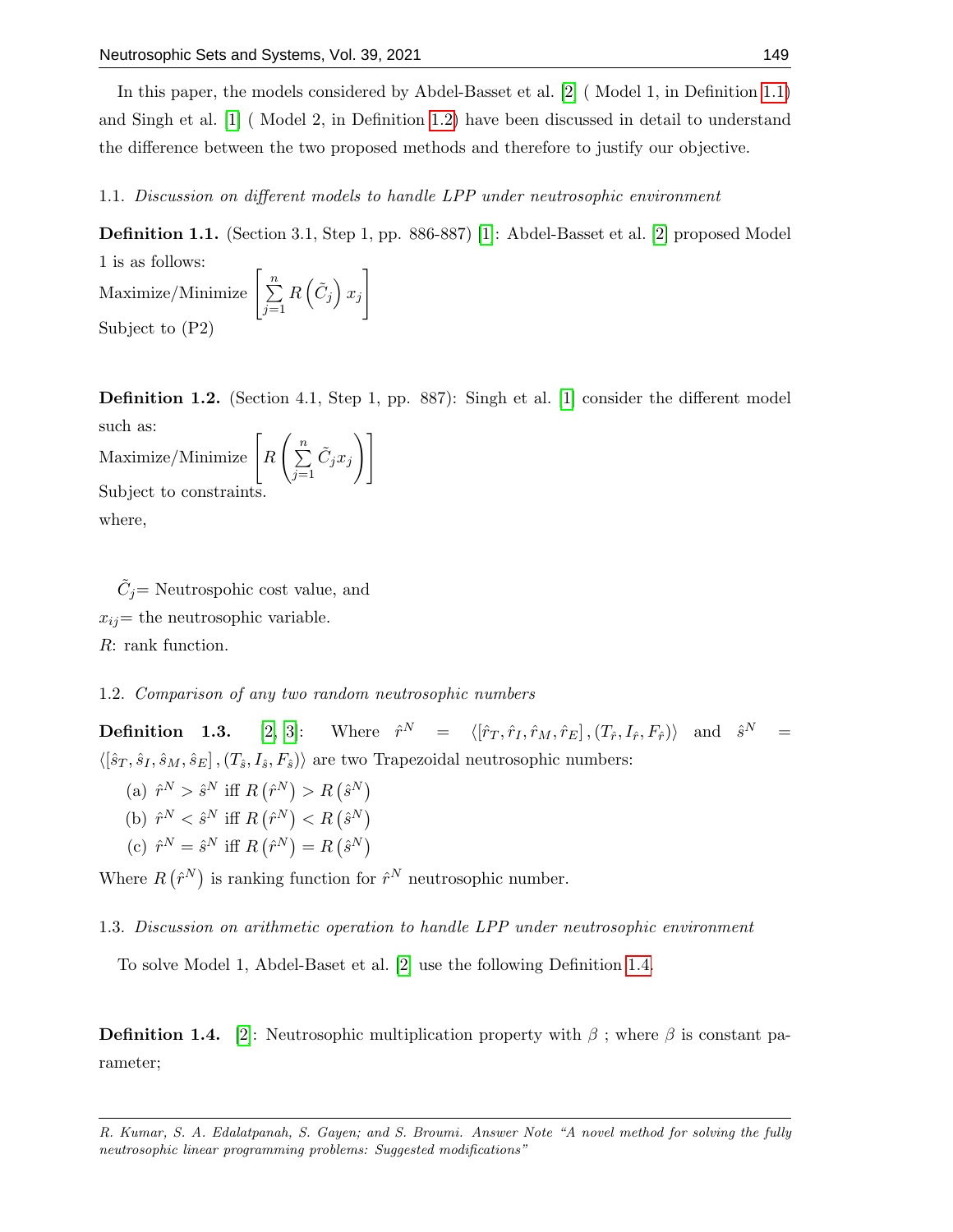In this paper, the models considered by Abdel-Basset et al. [2] ( Model 1, in Definition 1.1) and Singh et al. [1] ( Model 2, in Definition 1.2) have been discussed in detail to understand the difference between the two proposed methods and therefore to justify our objective.

1.1. *Discussion on different models to handle LPP under neutrosophic environment*

**Definition 1.1.** (Section 3.1, Step 1, pp. 886-887) [1]: Abdel-Basset et al. [2] proposed Model 1 is as follows:

Maximize/Minimize $\left[\sum_{j=1}^{n} R\left(\tilde{C}_j\right) x_j\right]$

Subject to (P2)

**Definition 1.2.** (Section 4.1, Step 1, pp. 887): Singh et al. [1] consider the different model such as:

Maximize/Minimize $\left[R\left(\sum_{j=1}^{n} \tilde{C}_j x_j\right)\right]$

Subject to constraints.

where,

$\tilde{C}_j$= Neutrospohic cost value, and

$x_{ij}$= the neutrosophic variable.

$R$: rank function.

1.2. *Comparison of any two random neutrosophic numbers*

**Definition 1.3.** [2, 3]: Where $\hat{r}^N = \langle[\hat{r}_T, \hat{r}_I, \hat{r}_M, \hat{r}_E], (T_{\hat{r}}, I_{\hat{r}}, F_{\hat{r}})\rangle$ and $\hat{s}^N = \langle[\hat{s}_T, \hat{s}_I, \hat{s}_M, \hat{s}_E], (T_{\hat{s}}, I_{\hat{s}}, F_{\hat{s}})\rangle$ are two Trapezoidal neutrosophic numbers:

(a) $\hat{r}^N > \hat{s}^N$ iff $R\left(\hat{r}^N\right) > R\left(\hat{s}^N\right)$

(b) $\hat{r}^N < \hat{s}^N$ iff $R\left(\hat{r}^N\right) < R\left(\hat{s}^N\right)$

(c) $\hat{r}^N = \hat{s}^N$ iff $R\left(\hat{r}^N\right) = R\left(\hat{s}^N\right)$

Where $R\left(\hat{r}^N\right)$ is ranking function for $\hat{r}^N$ neutrosophic number.

1.3. *Discussion on arithmetic operation to handle LPP under neutrosophic environment*

To solve Model 1, Abdel-Baset et al. [2] use the following Definition 1.4.

**Definition 1.4.** [2]: Neutrosophic multiplication property with $\beta$ ; where $\beta$ is constant parameter;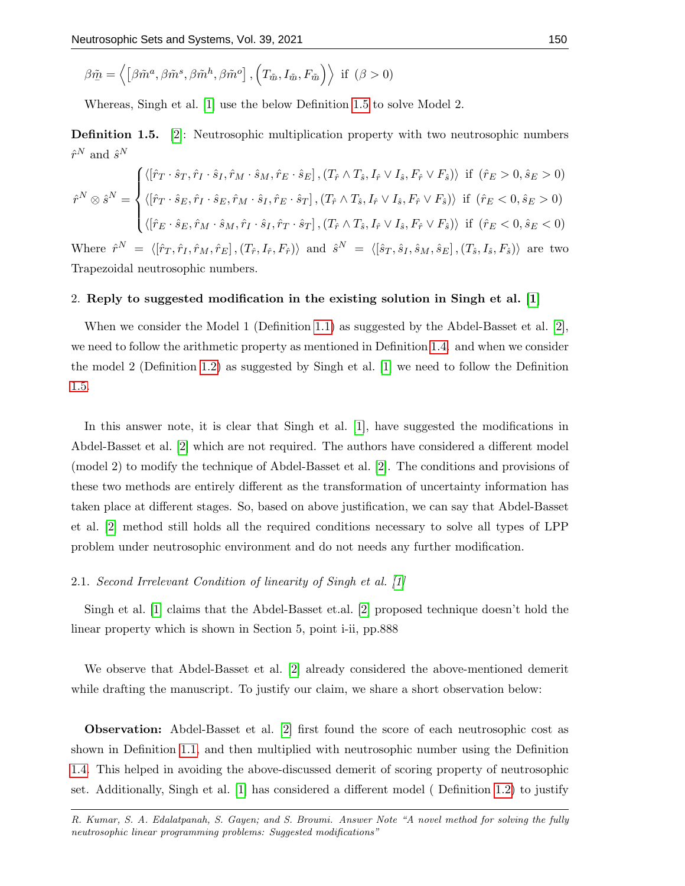$$\beta\tilde{m} = \left\langle \left[\beta\tilde{m}^a, \beta\tilde{m}^s, \beta\tilde{m}^h, \beta\tilde{m}^o\right], \left(T_{\tilde{m}}, I_{\tilde{m}}, F_{\tilde{m}}\right)\right\rangle \text{ if } (\beta > 0)$$

Whereas, Singh et al. [1] use the below Definition 1.5 to solve Model 2.

**Definition 1.5.** [2]: Neutrosophic multiplication property with two neutrosophic numbers $\hat{r}^N$ and $\hat{s}^N$

$$\hat{r}^N \otimes \hat{s}^N = \begin{cases} \langle [\hat{r}_T \cdot \hat{s}_T, \hat{r}_I \cdot \hat{s}_I, \hat{r}_M \cdot \hat{s}_M, \hat{r}_E \cdot \hat{s}_E], (T_{\hat{r}} \wedge T_{\hat{s}}, I_{\hat{r}} \vee I_{\hat{s}}, F_{\hat{r}} \vee F_{\hat{s}}) \rangle & \text{if } (\hat{r}_E > 0, \hat{s}_E > 0) \\ \langle [\hat{r}_T \cdot \hat{s}_E, \hat{r}_I \cdot \hat{s}_E, \hat{r}_M \cdot \hat{s}_I, \hat{r}_E \cdot \hat{s}_T], (T_{\hat{r}} \wedge T_{\hat{s}}, I_{\hat{r}} \vee I_{\hat{s}}, F_{\hat{r}} \vee F_{\hat{s}}) \rangle & \text{if } (\hat{r}_E < 0, \hat{s}_E > 0) \\ \langle [\hat{r}_E \cdot \hat{s}_E, \hat{r}_M \cdot \hat{s}_M, \hat{r}_I \cdot \hat{s}_I, \hat{r}_T \cdot \hat{s}_T], (T_{\hat{r}} \wedge T_{\hat{s}}, I_{\hat{r}} \vee I_{\hat{s}}, F_{\hat{r}} \vee F_{\hat{s}}) \rangle & \text{if } (\hat{r}_E < 0, \hat{s}_E < 0) \end{cases}$$

Where $\hat{r}^N = \langle [\hat{r}_T, \hat{r}_I, \hat{r}_M, \hat{r}_E], (T_{\hat{r}}, I_{\hat{r}}, F_{\hat{r}}) \rangle$ and $\hat{s}^N = \langle [\hat{s}_T, \hat{s}_I, \hat{s}_M, \hat{s}_E], (T_{\hat{s}}, I_{\hat{s}}, F_{\hat{s}}) \rangle$ are two Trapezoidal neutrosophic numbers.

## 2. Reply to suggested modification in the existing solution in Singh et al. [1]

When we consider the Model 1 (Definition 1.1) as suggested by the Abdel-Basset et al. [2], we need to follow the arithmetic property as mentioned in Definition 1.4. and when we consider the model 2 (Definition 1.2) as suggested by Singh et al. [1] we need to follow the Definition 1.5.

In this answer note, it is clear that Singh et al. [1], have suggested the modifications in Abdel-Basset et al. [2] which are not required. The authors have considered a different model (model 2) to modify the technique of Abdel-Basset et al. [2]. The conditions and provisions of these two methods are entirely different as the transformation of uncertainty information has taken place at different stages. So, based on above justification, we can say that Abdel-Basset et al. [2] method still holds all the required conditions necessary to solve all types of LPP problem under neutrosophic environment and do not needs any further modification.

### 2.1. *Second Irrelevant Condition of linearity of Singh et al. [1]*

Singh et al. [1] claims that the Abdel-Basset et.al. [2] proposed technique doesn't hold the linear property which is shown in Section 5, point i-ii, pp.888

We observe that Abdel-Basset et al. [2] already considered the above-mentioned demerit while drafting the manuscript. To justify our claim, we share a short observation below:

**Observation:** Abdel-Basset et al. [2] first found the score of each neutrosophic cost as shown in Definition 1.1, and then multiplied with neutrosophic number using the Definition 1.4. This helped in avoiding the above-discussed demerit of scoring property of neutrosophic set. Additionally, Singh et al. [1] has considered a different model ( Definition 1.2) to justify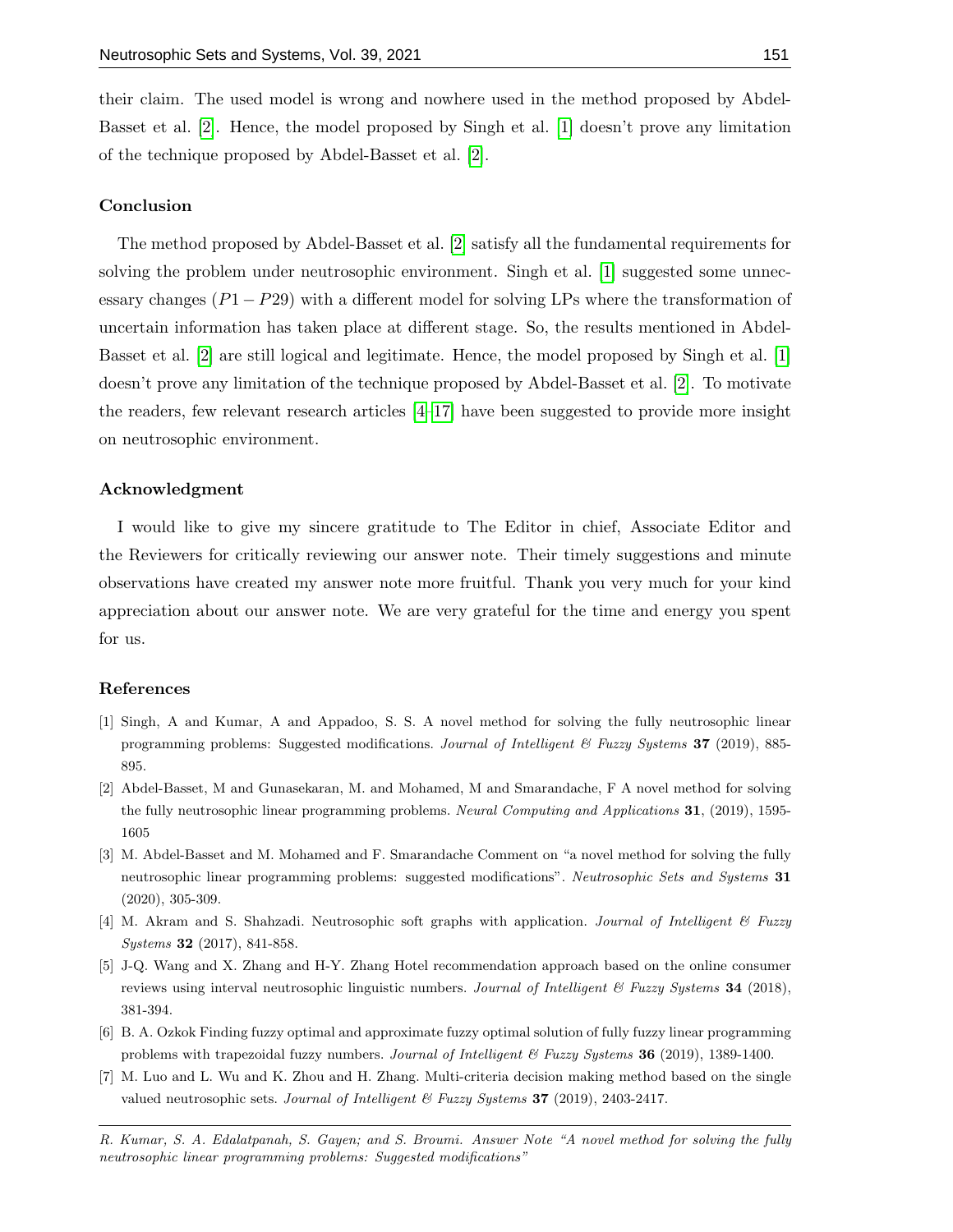their claim. The used model is wrong and nowhere used in the method proposed by Abdel-Basset et al. [2]. Hence, the model proposed by Singh et al. [1] doesn't prove any limitation of the technique proposed by Abdel-Basset et al. [2].

### Conclusion

The method proposed by Abdel-Basset et al. [2] satisfy all the fundamental requirements for solving the problem under neutrosophic environment. Singh et al. [1] suggested some unnecessary changes ($P1 - P29$) with a different model for solving LPs where the transformation of uncertain information has taken place at different stage. So, the results mentioned in Abdel-Basset et al. [2] are still logical and legitimate. Hence, the model proposed by Singh et al. [1] doesn't prove any limitation of the technique proposed by Abdel-Basset et al. [2]. To motivate the readers, few relevant research articles [4–17] have been suggested to provide more insight on neutrosophic environment.

### Acknowledgment

I would like to give my sincere gratitude to The Editor in chief, Associate Editor and the Reviewers for critically reviewing our answer note. Their timely suggestions and minute observations have created my answer note more fruitful. Thank you very much for your kind appreciation about our answer note. We are very grateful for the time and energy you spent for us.

### References

[1] Singh, A and Kumar, A and Appadoo, S. S. A novel method for solving the fully neutrosophic linear programming problems: Suggested modifications. *Journal of Intelligent & Fuzzy Systems* **37** (2019), 885-895.

[2] Abdel-Basset, M and Gunasekaran, M. and Mohamed, M and Smarandache, F A novel method for solving the fully neutrosophic linear programming problems. *Neural Computing and Applications* **31**, (2019), 1595-1605

[3] M. Abdel-Basset and M. Mohamed and F. Smarandache Comment on "a novel method for solving the fully neutrosophic linear programming problems: suggested modifications". *Neutrosophic Sets and Systems* **31** (2020), 305-309.

[4] M. Akram and S. Shahzadi. Neutrosophic soft graphs with application. *Journal of Intelligent & Fuzzy Systems* **32** (2017), 841-858.

[5] J-Q. Wang and X. Zhang and H-Y. Zhang Hotel recommendation approach based on the online consumer reviews using interval neutrosophic linguistic numbers. *Journal of Intelligent & Fuzzy Systems* **34** (2018), 381-394.

[6] B. A. Ozkok Finding fuzzy optimal and approximate fuzzy optimal solution of fully fuzzy linear programming problems with trapezoidal fuzzy numbers. *Journal of Intelligent & Fuzzy Systems* **36** (2019), 1389-1400.

[7] M. Luo and L. Wu and K. Zhou and H. Zhang. Multi-criteria decision making method based on the single valued neutrosophic sets. *Journal of Intelligent & Fuzzy Systems* **37** (2019), 2403-2417.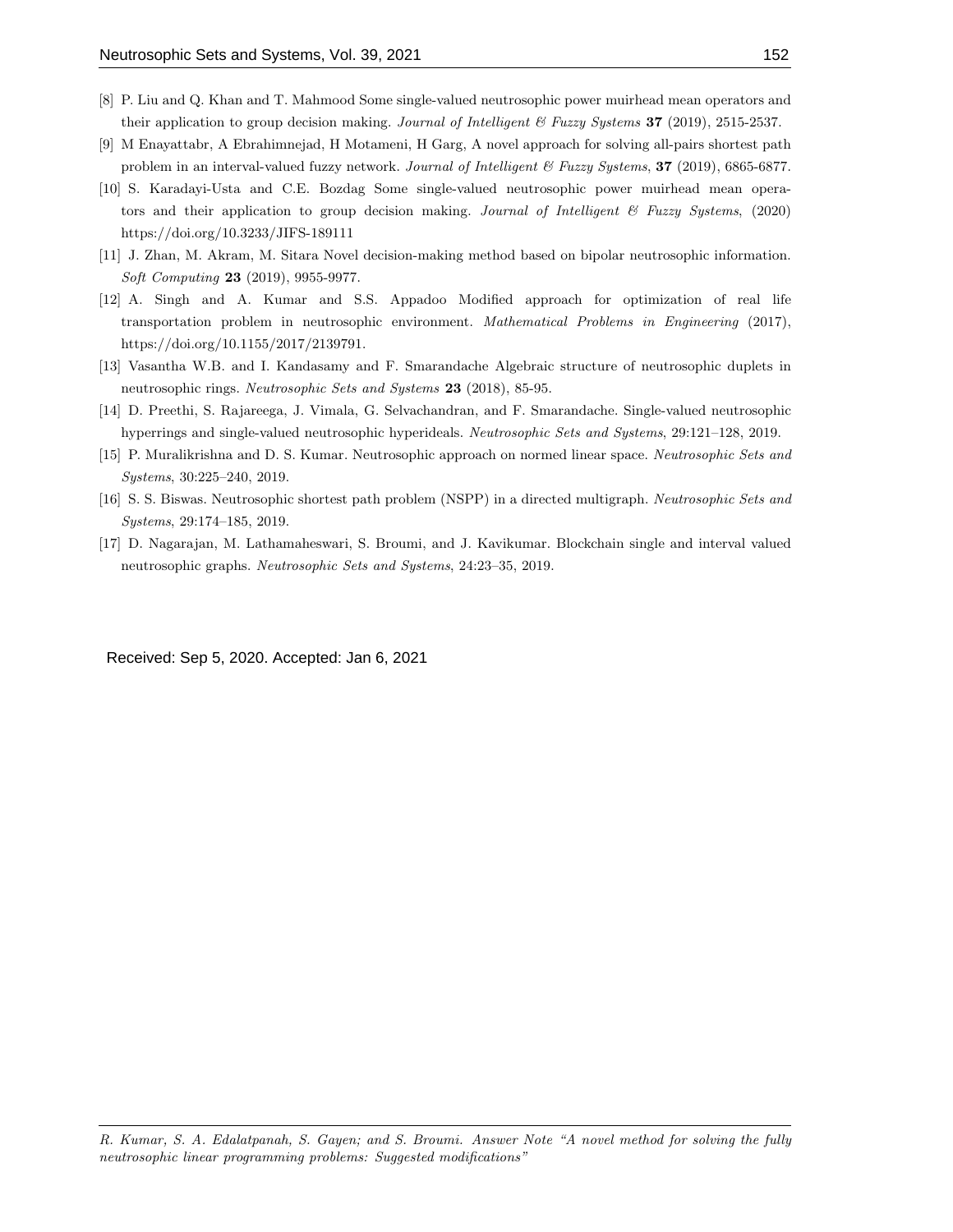[8] P. Liu and Q. Khan and T. Mahmood Some single-valued neutrosophic power muirhead mean operators and their application to group decision making. *Journal of Intelligent & Fuzzy Systems* **37** (2019), 2515-2537.

[9] M Enayattabr, A Ebrahimnejad, H Motameni, H Garg, A novel approach for solving all-pairs shortest path problem in an interval-valued fuzzy network. *Journal of Intelligent & Fuzzy Systems*, **37** (2019), 6865-6877.

[10] S. Karadayi-Usta and C.E. Bozdag Some single-valued neutrosophic power muirhead mean operators and their application to group decision making. *Journal of Intelligent & Fuzzy Systems*, (2020) https://doi.org/10.3233/JIFS-189111

[11] J. Zhan, M. Akram, M. Sitara Novel decision-making method based on bipolar neutrosophic information. *Soft Computing* **23** (2019), 9955-9977.

[12] A. Singh and A. Kumar and S.S. Appadoo Modified approach for optimization of real life transportation problem in neutrosophic environment. *Mathematical Problems in Engineering* (2017), https://doi.org/10.1155/2017/2139791.

[13] Vasantha W.B. and I. Kandasamy and F. Smarandache Algebraic structure of neutrosophic duplets in neutrosophic rings. *Neutrosophic Sets and Systems* **23** (2018), 85-95.

[14] D. Preethi, S. Rajareega, J. Vimala, G. Selvachandran, and F. Smarandache. Single-valued neutrosophic hyperrings and single-valued neutrosophic hyperideals. *Neutrosophic Sets and Systems*, 29:121–128, 2019.

[15] P. Muralikrishna and D. S. Kumar. Neutrosophic approach on normed linear space. *Neutrosophic Sets and Systems*, 30:225–240, 2019.

[16] S. S. Biswas. Neutrosophic shortest path problem (NSPP) in a directed multigraph. *Neutrosophic Sets and Systems*, 29:174–185, 2019.

[17] D. Nagarajan, M. Lathamaheswari, S. Broumi, and J. Kavikumar. Blockchain single and interval valued neutrosophic graphs. *Neutrosophic Sets and Systems*, 24:23–35, 2019.

Received: Sep 5, 2020. Accepted: Jan 6, 2021